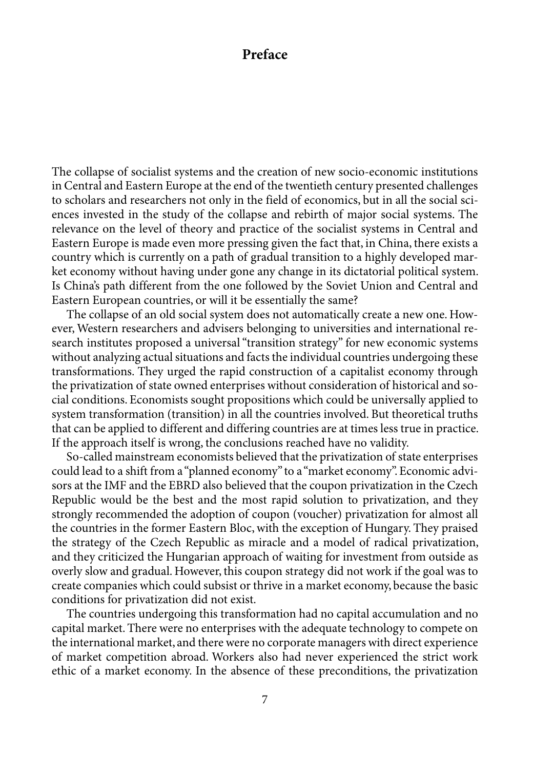# Preface

The collapse of socialist systems and the creation of new socio-economic institutions in Central and Eastern Europe at the end of the twentieth century presented challenges to scholars and researchers not only in the field of economics, but in all the social sciences invested in the study of the collapse and rebirth of major social systems. The relevance on the level of theory and practice of the socialist systems in Central and Eastern Europe is made even more pressing given the fact that, in China, there exists a country which is currently on a path of gradual transition to a highly developed market economy without having under gone any change in its dictatorial political system. Is China's path different from the one followed by the Soviet Union and Central and Eastern European countries, or will it be essentially the same?

The collapse of an old social system does not automatically create a new one. However, Western researchers and advisers belonging to universities and international research institutes proposed a universal "transition strategy" for new economic systems without analyzing actual situations and facts the individual countries undergoing these transformations. They urged the rapid construction of a capitalist economy through the privatization of state owned enterprises without consideration of historical and social conditions. Economists sought propositions which could be universally applied to system transformation (transition) in all the countries involved. But theoretical truths that can be applied to different and differing countries are at times less true in practice. If the approach itself is wrong, the conclusions reached have no validity.

So-called mainstream economists believed that the privatization of state enterprises could lead to a shift from a "planned economy" to a "market economy". Economic advisors at the IMF and the EBRD also believed that the coupon privatization in the Czech Republic would be the best and the most rapid solution to privatization, and they strongly recommended the adoption of coupon (voucher) privatization for almost all the countries in the former Eastern Bloc, with the exception of Hungary. They praised the strategy of the Czech Republic as miracle and a model of radical privatization, and they criticized the Hungarian approach of waiting for investment from outside as overly slow and gradual. However, this coupon strategy did not work if the goal was to create companies which could subsist or thrive in a market economy, because the basic conditions for privatization did not exist.

The countries undergoing this transformation had no capital accumulation and no capital market. There were no enterprises with the adequate technology to compete on the international market, and there were no corporate managers with direct experience of market competition abroad. Workers also had never experienced the strict work ethic of a market economy. In the absence of these preconditions, the privatization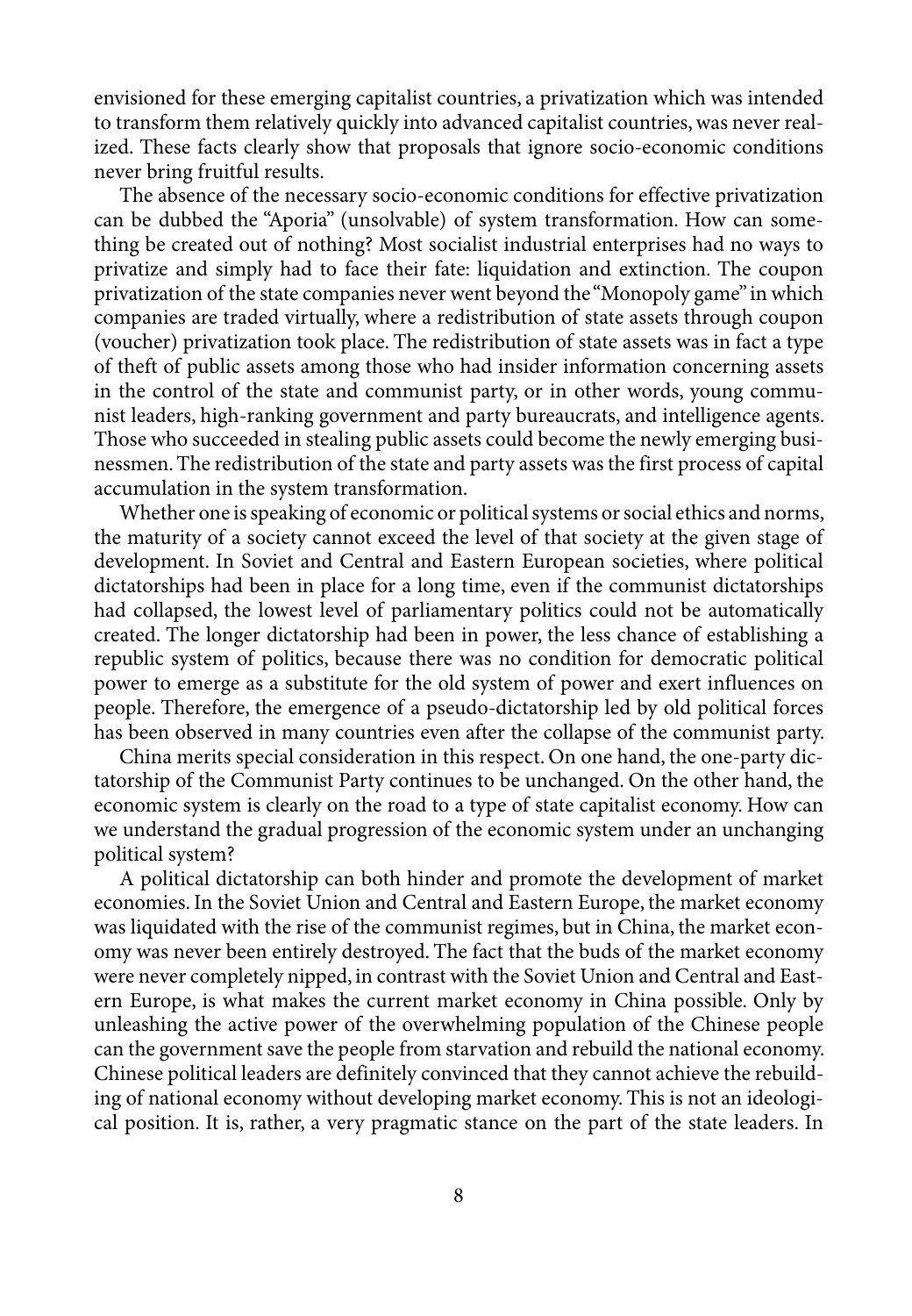envisioned for these emerging capitalist countries, a privatization which was intended to transform them relatively quickly into advanced capitalist countries, was never realized. These facts clearly show that proposals that ignore socio-economic conditions never bring fruitful results.

The absence of the necessary socio-economic conditions for effective privatization can be dubbed the "Aporia" (unsolvable) of system transformation. How can something be created out of nothing? Most socialist industrial enterprises had no ways to privatize and simply had to face their fate: liquidation and extinction. The coupon privatization of the state companies never went beyond the "Monopoly game" in which companies are traded virtually, where a redistribution of state assets through coupon (voucher) privatization took place. The redistribution of state assets was in fact a type of theft of public assets among those who had insider information concerning assets in the control of the state and communist party, or in other words, young communist leaders, high-ranking government and party bureaucrats, and intelligence agents. Those who succeeded in stealing public assets could become the newly emerging businessmen. The redistribution of the state and party assets was the first process of capital accumulation in the system transformation.

Whether one is speaking of economic or political systems or social ethics and norms, the maturity of a society cannot exceed the level of that society at the given stage of development. In Soviet and Central and Eastern European societies, where political dictatorships had been in place for a long time, even if the communist dictatorships had collapsed, the lowest level of parliamentary politics could not be automatically created. The longer dictatorship had been in power, the less chance of establishing a republic system of politics, because there was no condition for democratic political power to emerge as a substitute for the old system of power and exert influences on people. Therefore, the emergence of a pseudo-dictatorship led by old political forces has been observed in many countries even after the collapse of the communist party.

China merits special consideration in this respect. On one hand, the one-party dictatorship of the Communist Party continues to be unchanged. On the other hand, the economic system is clearly on the road to a type of state capitalist economy. How can we understand the gradual progression of the economic system under an unchanging political system?

A political dictatorship can both hinder and promote the development of market economies. In the Soviet Union and Central and Eastern Europe, the market economy was liquidated with the rise of the communist regimes, but in China, the market economy was never been entirely destroyed. The fact that the buds of the market economy were never completely nipped, in contrast with the Soviet Union and Central and Eastern Europe, is what makes the current market economy in China possible. Only by unleashing the active power of the overwhelming population of the Chinese people can the government save the people from starvation and rebuild the national economy. Chinese political leaders are definitely convinced that they cannot achieve the rebuilding of national economy without developing market economy. This is not an ideological position. It is, rather, a very pragmatic stance on the part of the state leaders. In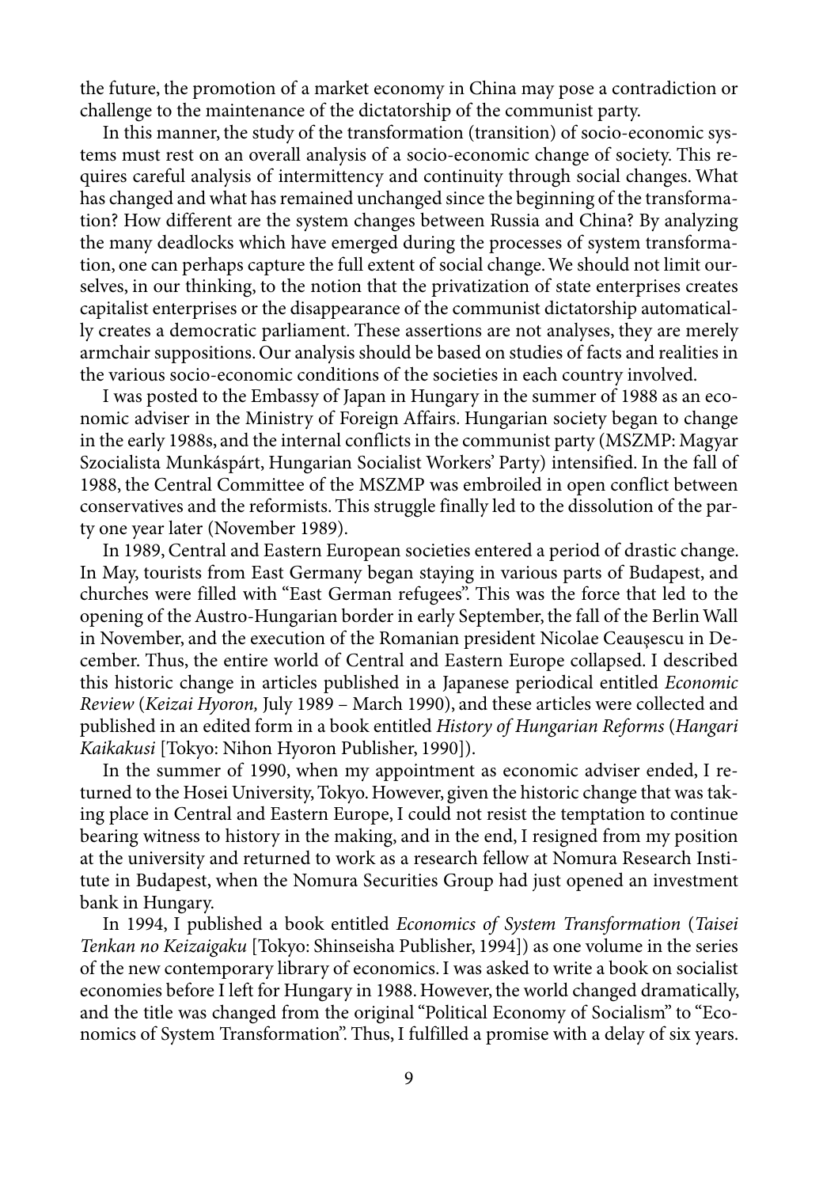the future, the promotion of a market economy in China may pose a contradiction or challenge to the maintenance of the dictatorship of the communist party.

In this manner, the study of the transformation (transition) of socio-economic systems must rest on an overall analysis of a socio-economic change of society. This requires careful analysis of intermittency and continuity through social changes. What has changed and what has remained unchanged since the beginning of the transformation? How different are the system changes between Russia and China? By analyzing the many deadlocks which have emerged during the processes of system transformation, one can perhaps capture the full extent of social change. We should not limit ourselves, in our thinking, to the notion that the privatization of state enterprises creates capitalist enterprises or the disappearance of the communist dictatorship automatically creates a democratic parliament. These assertions are not analyses, they are merely armchair suppositions. Our analysis should be based on studies of facts and realities in the various socio-economic conditions of the societies in each country involved.

I was posted to the Embassy of Japan in Hungary in the summer of 1988 as an economic adviser in the Ministry of Foreign Affairs. Hungarian society began to change in the early 1988s, and the internal conflicts in the communist party (MSZMP: Magyar Szocialista Munkáspárt, Hungarian Socialist Workers' Party) intensified. In the fall of 1988, the Central Committee of the MSZMP was embroiled in open conflict between conservatives and the reformists. This struggle finally led to the dissolution of the party one year later (November 1989).

In 1989, Central and Eastern European societies entered a period of drastic change. In May, tourists from East Germany began staying in various parts of Budapest, and churches were filled with "East German refugees". This was the force that led to the opening of the Austro-Hungarian border in early September, the fall of the Berlin Wall in November, and the execution of the Romanian president Nicolae Ceaușescu in December. Thus, the entire world of Central and Eastern Europe collapsed. I described this historic change in articles published in a Japanese periodical entitled *Economic Review* (*Keizai Hyoron,* July 1989 – March 1990), and these articles were collected and published in an edited form in a book entitled *History of Hungarian Reforms* (*Hangari Kaikakusi* [Tokyo: Nihon Hyoron Publisher, 1990]).

In the summer of 1990, when my appointment as economic adviser ended, I returned to the Hosei University, Tokyo. However, given the historic change that was taking place in Central and Eastern Europe, I could not resist the temptation to continue bearing witness to history in the making, and in the end, I resigned from my position at the university and returned to work as a research fellow at Nomura Research Institute in Budapest, when the Nomura Securities Group had just opened an investment bank in Hungary.

In 1994, I published a book entitled *Economics of System Transformation* (*Taisei Tenkan no Keizaigaku* [Tokyo: Shinseisha Publisher, 1994]) as one volume in the series of the new contemporary library of economics. I was asked to write a book on socialist economies before I left for Hungary in 1988. However, the world changed dramatically, and the title was changed from the original "Political Economy of Socialism" to "Economics of System Transformation". Thus, I fulfilled a promise with a delay of six years.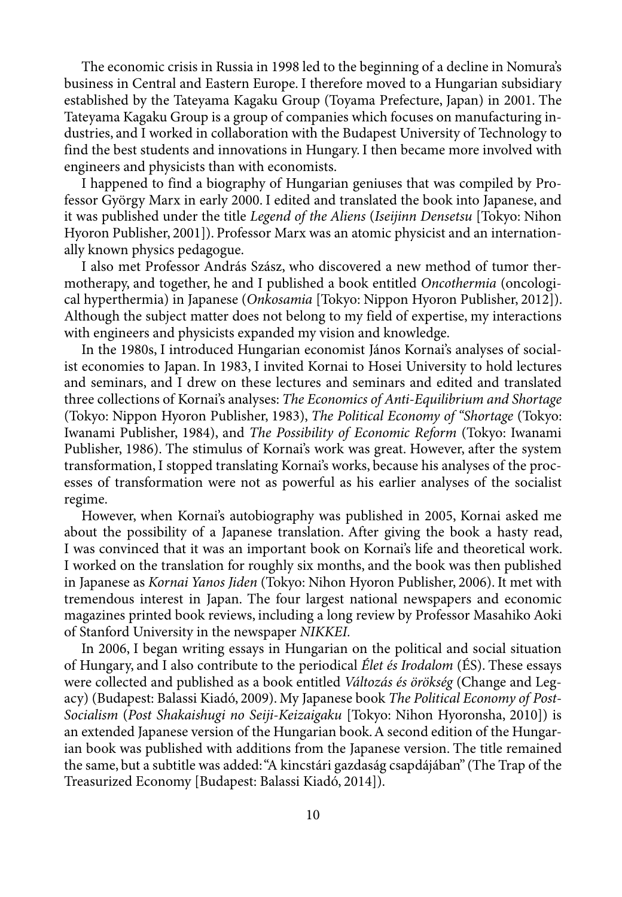The economic crisis in Russia in 1998 led to the beginning of a decline in Nomura's business in Central and Eastern Europe. I therefore moved to a Hungarian subsidiary established by the Tateyama Kagaku Group (Toyama Prefecture, Japan) in 2001. The Tateyama Kagaku Group is a group of companies which focuses on manufacturing industries, and I worked in collaboration with the Budapest University of Technology to find the best students and innovations in Hungary. I then became more involved with engineers and physicists than with economists.

I happened to find a biography of Hungarian geniuses that was compiled by Professor György Marx in early 2000. I edited and translated the book into Japanese, and it was published under the title *Legend of the Aliens* (*Iseijinn Densetsu* [Tokyo: Nihon Hyoron Publisher, 2001]). Professor Marx was an atomic physicist and an internationally known physics pedagogue.

I also met Professor András Szász, who discovered a new method of tumor thermotherapy, and together, he and I published a book entitled *Oncothermia* (oncological hyperthermia) in Japanese (*Onkosamia* [Tokyo: Nippon Hyoron Publisher, 2012]). Although the subject matter does not belong to my field of expertise, my interactions with engineers and physicists expanded my vision and knowledge.

In the 1980s, I introduced Hungarian economist János Kornai's analyses of socialist economies to Japan. In 1983, I invited Kornai to Hosei University to hold lectures and seminars, and I drew on these lectures and seminars and edited and translated three collections of Kornai's analyses: *The Economics of Anti-Equilibrium and Shortage* (Tokyo: Nippon Hyoron Publisher, 1983), *The Political Economy of "Shortage* (Tokyo: Iwanami Publisher, 1984), and *The Possibility of Economic Reform* (Tokyo: Iwanami Publisher, 1986). The stimulus of Kornai's work was great. However, after the system transformation, I stopped translating Kornai's works, because his analyses of the processes of transformation were not as powerful as his earlier analyses of the socialist regime.

However, when Kornai's autobiography was published in 2005, Kornai asked me about the possibility of a Japanese translation. After giving the book a hasty read, I was convinced that it was an important book on Kornai's life and theoretical work. I worked on the translation for roughly six months, and the book was then published in Japanese as *Kornai Yanos Jiden* (Tokyo: Nihon Hyoron Publisher, 2006). It met with tremendous interest in Japan. The four largest national newspapers and economic magazines printed book reviews, including a long review by Professor Masahiko Aoki of Stanford University in the newspaper *NIKKEI*.

In 2006, I began writing essays in Hungarian on the political and social situation of Hungary, and I also contribute to the periodical *Élet és Irodalom* (ÉS). These essays were collected and published as a book entitled *Változás és örökség* (Change and Legacy) (Budapest: Balassi Kiadó, 2009). My Japanese book *The Political Economy of Post-Socialism* (*Post Shakaishugi no Seiji-Keizaigaku* [Tokyo: Nihon Hyoronsha, 2010]) is an extended Japanese version of the Hungarian book. A second edition of the Hungarian book was published with additions from the Japanese version. The title remained the same, but a subtitle was added: "A kincstári gazdaság csapdájában" (The Trap of the Treasurized Economy [Budapest: Balassi Kiadó, 2014]).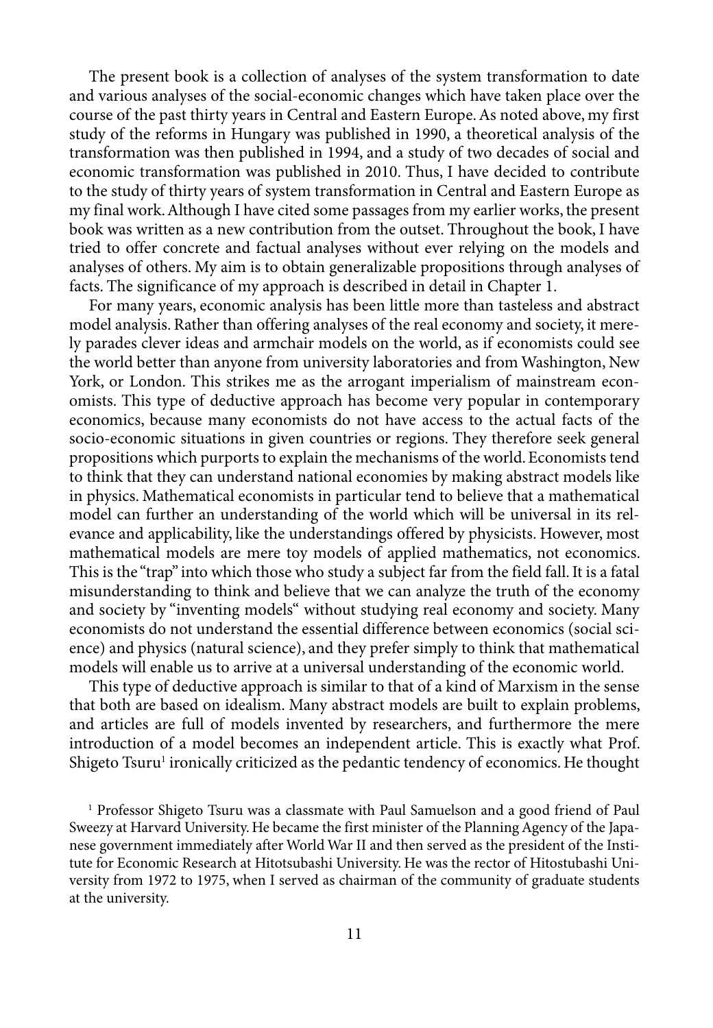The present book is a collection of analyses of the system transformation to date and various analyses of the social-economic changes which have taken place over the course of the past thirty years in Central and Eastern Europe. As noted above, my first study of the reforms in Hungary was published in 1990, a theoretical analysis of the transformation was then published in 1994, and a study of two decades of social and economic transformation was published in 2010. Thus, I have decided to contribute to the study of thirty years of system transformation in Central and Eastern Europe as my final work. Although I have cited some passages from my earlier works, the present book was written as a new contribution from the outset. Throughout the book, I have tried to offer concrete and factual analyses without ever relying on the models and analyses of others. My aim is to obtain generalizable propositions through analyses of facts. The significance of my approach is described in detail in Chapter 1.

For many years, economic analysis has been little more than tasteless and abstract model analysis. Rather than offering analyses of the real economy and society, it merely parades clever ideas and armchair models on the world, as if economists could see the world better than anyone from university laboratories and from Washington, New York, or London. This strikes me as the arrogant imperialism of mainstream economists. This type of deductive approach has become very popular in contemporary economics, because many economists do not have access to the actual facts of the socio-economic situations in given countries or regions. They therefore seek general propositions which purports to explain the mechanisms of the world. Economists tend to think that they can understand national economies by making abstract models like in physics. Mathematical economists in particular tend to believe that a mathematical model can further an understanding of the world which will be universal in its relevance and applicability, like the understandings offered by physicists. However, most mathematical models are mere toy models of applied mathematics, not economics. This is the "trap" into which those who study a subject far from the field fall. It is a fatal misunderstanding to think and believe that we can analyze the truth of the economy and society by "inventing models" without studying real economy and society. Many economists do not understand the essential difference between economics (social science) and physics (natural science), and they prefer simply to think that mathematical models will enable us to arrive at a universal understanding of the economic world.

This type of deductive approach is similar to that of a kind of Marxism in the sense that both are based on idealism. Many abstract models are built to explain problems, and articles are full of models invented by researchers, and furthermore the mere introduction of a model becomes an independent article. This is exactly what Prof. Shigeto Tsuru[1] ironically criticized as the pedantic tendency of economics. He thought

[1] Professor Shigeto Tsuru was a classmate with Paul Samuelson and a good friend of Paul Sweezy at Harvard University. He became the first minister of the Planning Agency of the Japanese government immediately after World War II and then served as the president of the Institute for Economic Research at Hitotsubashi University. He was the rector of Hitostubashi University from 1972 to 1975, when I served as chairman of the community of graduate students at the university.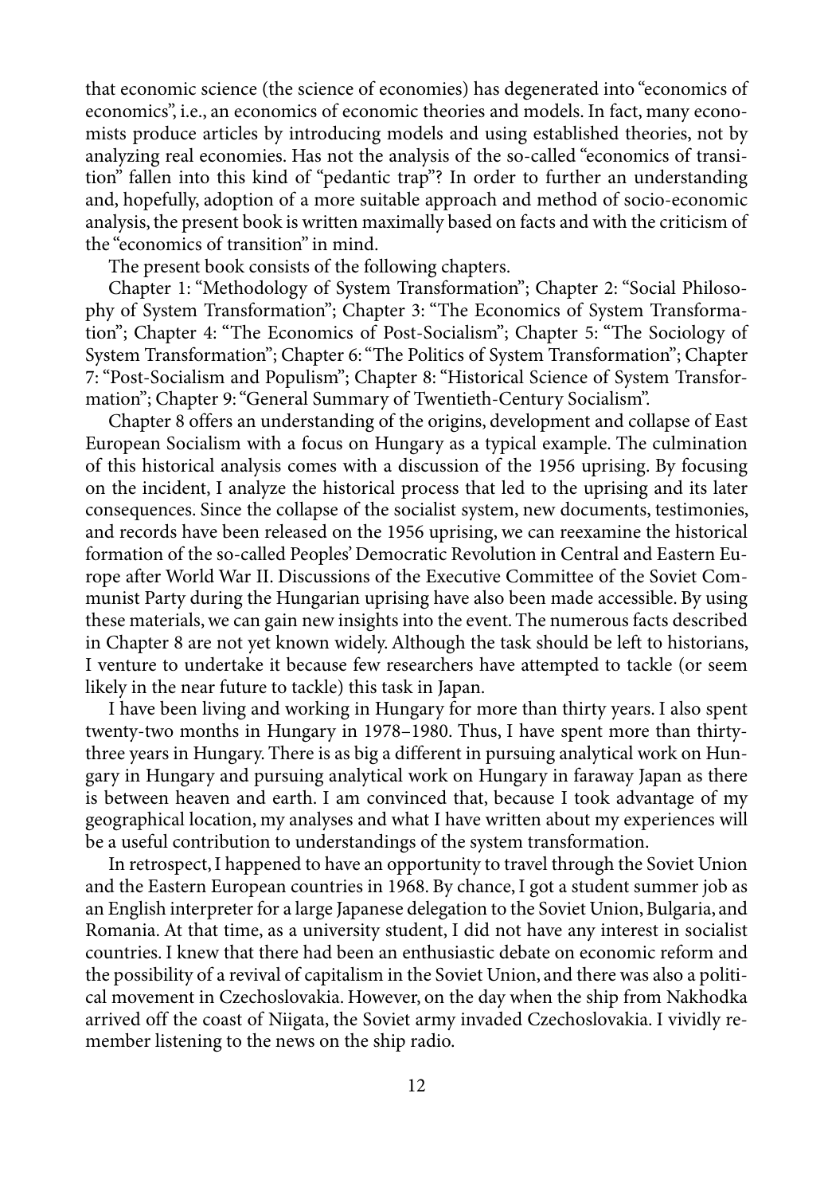that economic science (the science of economies) has degenerated into "economics of economics", i.e., an economics of economic theories and models. In fact, many economists produce articles by introducing models and using established theories, not by analyzing real economies. Has not the analysis of the so-called "economics of transition" fallen into this kind of "pedantic trap"? In order to further an understanding and, hopefully, adoption of a more suitable approach and method of socio-economic analysis, the present book is written maximally based on facts and with the criticism of the "economics of transition" in mind.

The present book consists of the following chapters.

Chapter 1: "Methodology of System Transformation"; Chapter 2: "Social Philosophy of System Transformation"; Chapter 3: "The Economics of System Transformation"; Chapter 4: "The Economics of Post-Socialism"; Chapter 5: "The Sociology of System Transformation"; Chapter 6: "The Politics of System Transformation"; Chapter 7: "Post-Socialism and Populism"; Chapter 8: "Historical Science of System Transformation"; Chapter 9: "General Summary of Twentieth-Century Socialism".

Chapter 8 offers an understanding of the origins, development and collapse of East European Socialism with a focus on Hungary as a typical example. The culmination of this historical analysis comes with a discussion of the 1956 uprising. By focusing on the incident, I analyze the historical process that led to the uprising and its later consequences. Since the collapse of the socialist system, new documents, testimonies, and records have been released on the 1956 uprising, we can reexamine the historical formation of the so-called Peoples' Democratic Revolution in Central and Eastern Europe after World War II. Discussions of the Executive Committee of the Soviet Communist Party during the Hungarian uprising have also been made accessible. By using these materials, we can gain new insights into the event. The numerous facts described in Chapter 8 are not yet known widely. Although the task should be left to historians, I venture to undertake it because few researchers have attempted to tackle (or seem likely in the near future to tackle) this task in Japan.

I have been living and working in Hungary for more than thirty years. I also spent twenty-two months in Hungary in 1978–1980. Thus, I have spent more than thirty-three years in Hungary. There is as big a different in pursuing analytical work on Hungary in Hungary and pursuing analytical work on Hungary in faraway Japan as there is between heaven and earth. I am convinced that, because I took advantage of my geographical location, my analyses and what I have written about my experiences will be a useful contribution to understandings of the system transformation.

In retrospect, I happened to have an opportunity to travel through the Soviet Union and the Eastern European countries in 1968. By chance, I got a student summer job as an English interpreter for a large Japanese delegation to the Soviet Union, Bulgaria, and Romania. At that time, as a university student, I did not have any interest in socialist countries. I knew that there had been an enthusiastic debate on economic reform and the possibility of a revival of capitalism in the Soviet Union, and there was also a political movement in Czechoslovakia. However, on the day when the ship from Nakhodka arrived off the coast of Niigata, the Soviet army invaded Czechoslovakia. I vividly remember listening to the news on the ship radio.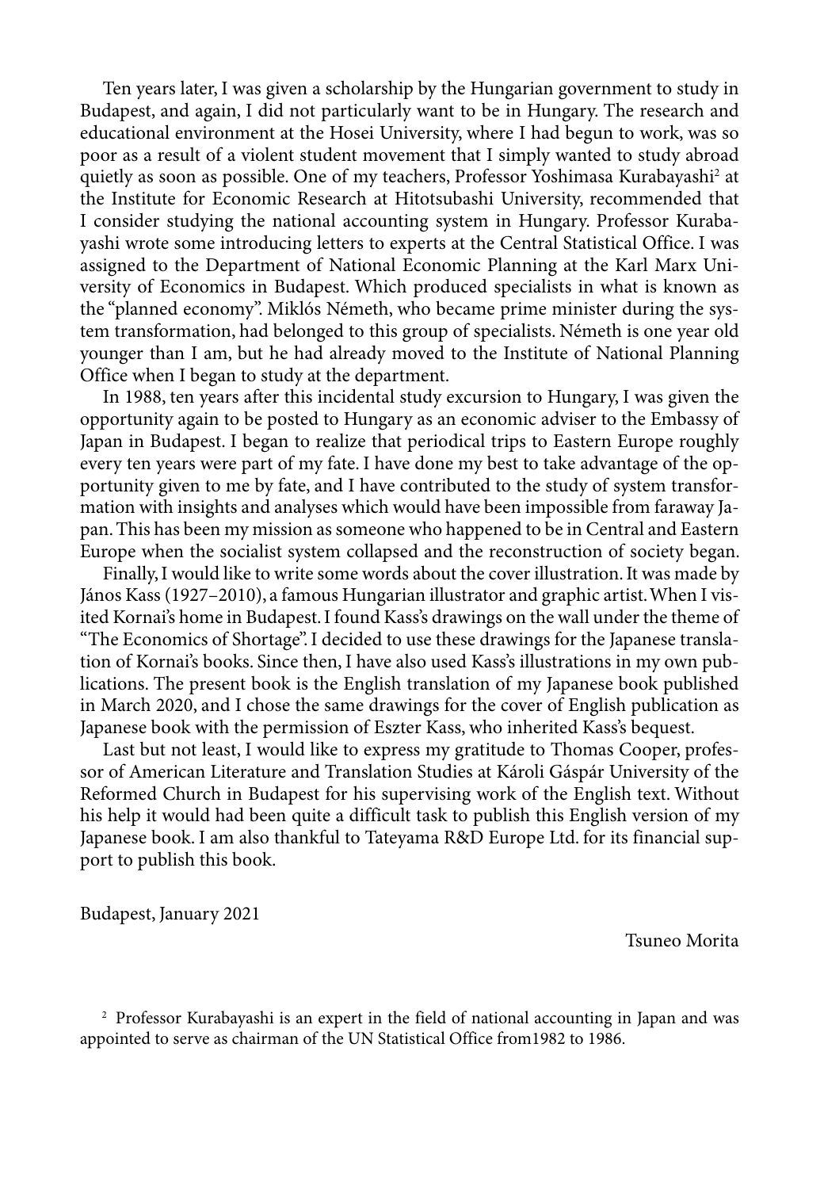Ten years later, I was given a scholarship by the Hungarian government to study in Budapest, and again, I did not particularly want to be in Hungary. The research and educational environment at the Hosei University, where I had begun to work, was so poor as a result of a violent student movement that I simply wanted to study abroad quietly as soon as possible. One of my teachers, Professor Yoshimasa Kurabayashi[2] at the Institute for Economic Research at Hitotsubashi University, recommended that I consider studying the national accounting system in Hungary. Professor Kurabayashi wrote some introducing letters to experts at the Central Statistical Office. I was assigned to the Department of National Economic Planning at the Karl Marx University of Economics in Budapest. Which produced specialists in what is known as the "planned economy". Miklós Németh, who became prime minister during the system transformation, had belonged to this group of specialists. Németh is one year old younger than I am, but he had already moved to the Institute of National Planning Office when I began to study at the department.

In 1988, ten years after this incidental study excursion to Hungary, I was given the opportunity again to be posted to Hungary as an economic adviser to the Embassy of Japan in Budapest. I began to realize that periodical trips to Eastern Europe roughly every ten years were part of my fate. I have done my best to take advantage of the opportunity given to me by fate, and I have contributed to the study of system transformation with insights and analyses which would have been impossible from faraway Japan. This has been my mission as someone who happened to be in Central and Eastern Europe when the socialist system collapsed and the reconstruction of society began.

Finally, I would like to write some words about the cover illustration. It was made by János Kass (1927–2010), a famous Hungarian illustrator and graphic artist. When I visited Kornai's home in Budapest. I found Kass's drawings on the wall under the theme of "The Economics of Shortage". I decided to use these drawings for the Japanese translation of Kornai's books. Since then, I have also used Kass's illustrations in my own publications. The present book is the English translation of my Japanese book published in March 2020, and I chose the same drawings for the cover of English publication as Japanese book with the permission of Eszter Kass, who inherited Kass's bequest.

Last but not least, I would like to express my gratitude to Thomas Cooper, professor of American Literature and Translation Studies at Károli Gáspár University of the Reformed Church in Budapest for his supervising work of the English text. Without his help it would had been quite a difficult task to publish this English version of my Japanese book. I am also thankful to Tateyama R&D Europe Ltd. for its financial support to publish this book.

Budapest, January 2021

Tsuneo Morita

[2] Professor Kurabayashi is an expert in the field of national accounting in Japan and was appointed to serve as chairman of the UN Statistical Office from1982 to 1986.